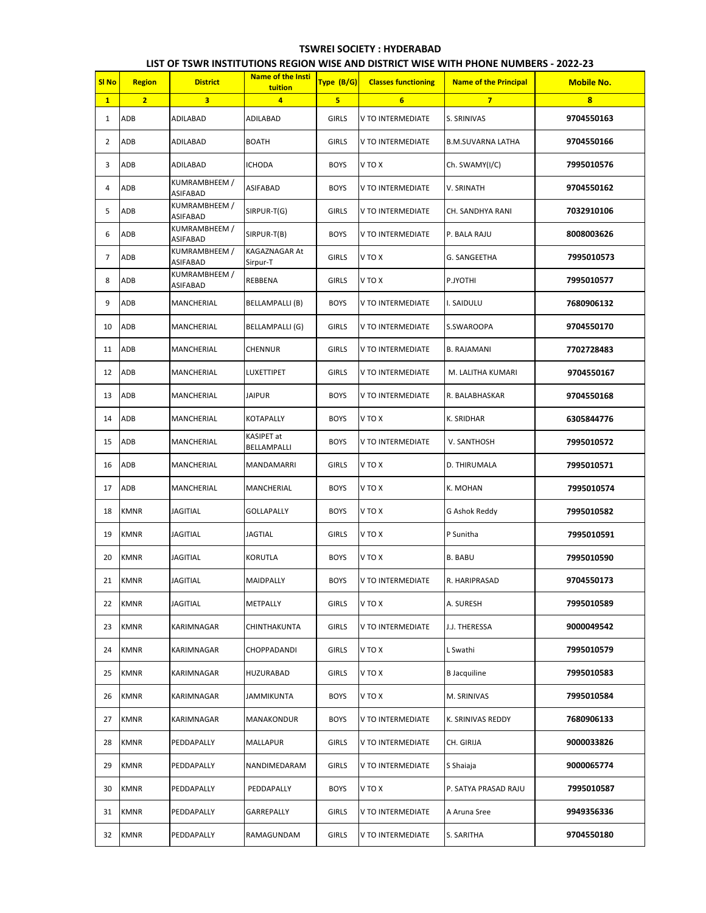**TSWREI SOCIETY : HYDERABAD**

**LIST OF TSWR INSTITUTIONS REGION WISE AND DISTRICT WISE WITH PHONE NUMBERS - 2022-23**

| Sl No | Region | District | Name of the Institution | Type (B/G) | Classes functioning | Name of the Principal | Mobile No. |
|---|---|---|---|---|---|---|---|
| 1 | 2 | 3 | 4 | 5 | 6 | 7 | 8 |
| 1 | ADB | ADILABAD | ADILABAD | GIRLS | V TO INTERMEDIATE | S. SRINIVAS | 9704550163 |
| 2 | ADB | ADILABAD | BOATH | GIRLS | V TO INTERMEDIATE | B.M.SUVARNA LATHA | 9704550166 |
| 3 | ADB | ADILABAD | ICHODA | BOYS | V TO X | Ch. SWAMY(I/C) | 7995010576 |
| 4 | ADB | KUMRAMBHEEM / ASIFABAD | ASIFABAD | BOYS | V TO INTERMEDIATE | V. SRINATH | 9704550162 |
| 5 | ADB | KUMRAMBHEEM / ASIFABAD | SIRPUR-T(G) | GIRLS | V TO INTERMEDIATE | CH. SANDHYA RANI | 7032910106 |
| 6 | ADB | KUMRAMBHEEM / ASIFABAD | SIRPUR-T(B) | BOYS | V TO INTERMEDIATE | P. BALA RAJU | 8008003626 |
| 7 | ADB | KUMRAMBHEEM / ASIFABAD | KAGAZNAGAR At Sirpur-T | GIRLS | V TO X | G. SANGEETHA | 7995010573 |
| 8 | ADB | KUMRAMBHEEM / ASIFABAD | REBBENA | GIRLS | V TO X | P.JYOTHI | 7995010577 |
| 9 | ADB | MANCHERIAL | BELLAMPALLI (B) | BOYS | V TO INTERMEDIATE | I. SAIDULU | 7680906132 |
| 10 | ADB | MANCHERIAL | BELLAMPALLI (G) | GIRLS | V TO INTERMEDIATE | S.SWAROOPA | 9704550170 |
| 11 | ADB | MANCHERIAL | CHENNUR | GIRLS | V TO INTERMEDIATE | B. RAJAMANI | 7702728483 |
| 12 | ADB | MANCHERIAL | LUXETTIPET | GIRLS | V TO INTERMEDIATE | M. LALITHA KUMARI | 9704550167 |
| 13 | ADB | MANCHERIAL | JAIPUR | BOYS | V TO INTERMEDIATE | R. BALABHASKAR | 9704550168 |
| 14 | ADB | MANCHERIAL | KOTAPALLY | BOYS | V TO X | K. SRIDHAR | 6305844776 |
| 15 | ADB | MANCHERIAL | KASIPET at BELLAMPALLI | BOYS | V TO INTERMEDIATE | V. SANTHOSH | 7995010572 |
| 16 | ADB | MANCHERIAL | MANDAMARRI | GIRLS | V TO X | D. THIRUMALA | 7995010571 |
| 17 | ADB | MANCHERIAL | MANCHERIAL | BOYS | V TO X | K. MOHAN | 7995010574 |
| 18 | KMNR | JAGITIAL | GOLLAPALLY | BOYS | V TO X | G Ashok Reddy | 7995010582 |
| 19 | KMNR | JAGITIAL | JAGTIAL | GIRLS | V TO X | P Sunitha | 7995010591 |
| 20 | KMNR | JAGITIAL | KORUTLA | BOYS | V TO X | B. BABU | 7995010590 |
| 21 | KMNR | JAGITIAL | MAIDPALLY | BOYS | V TO INTERMEDIATE | R. HARIPRASAD | 9704550173 |
| 22 | KMNR | JAGITIAL | METPALLY | GIRLS | V TO X | A. SURESH | 7995010589 |
| 23 | KMNR | KARIMNAGAR | CHINTHAKUNTA | GIRLS | V TO INTERMEDIATE | J.J. THERESSA | 9000049542 |
| 24 | KMNR | KARIMNAGAR | CHOPPADANDI | GIRLS | V TO X | L Swathi | 7995010579 |
| 25 | KMNR | KARIMNAGAR | HUZURABAD | GIRLS | V TO X | B Jacquiline | 7995010583 |
| 26 | KMNR | KARIMNAGAR | JAMMIKUNTA | BOYS | V TO X | M. SRINIVAS | 7995010584 |
| 27 | KMNR | KARIMNAGAR | MANAKONDUR | BOYS | V TO INTERMEDIATE | K. SRINIVAS REDDY | 7680906133 |
| 28 | KMNR | PEDDAPALLY | MALLAPUR | GIRLS | V TO INTERMEDIATE | CH. GIRIJA | 9000033826 |
| 29 | KMNR | PEDDAPALLY | NANDIMEDARAM | GIRLS | V TO INTERMEDIATE | S Shaiaja | 9000065774 |
| 30 | KMNR | PEDDAPALLY | PEDDAPALLY | BOYS | V TO X | P. SATYA PRASAD RAJU | 7995010587 |
| 31 | KMNR | PEDDAPALLY | GARREPALLY | GIRLS | V TO INTERMEDIATE | A Aruna Sree | 9949356336 |
| 32 | KMNR | PEDDAPALLY | RAMAGUNDAM | GIRLS | V TO INTERMEDIATE | S. SARITHA | 9704550180 |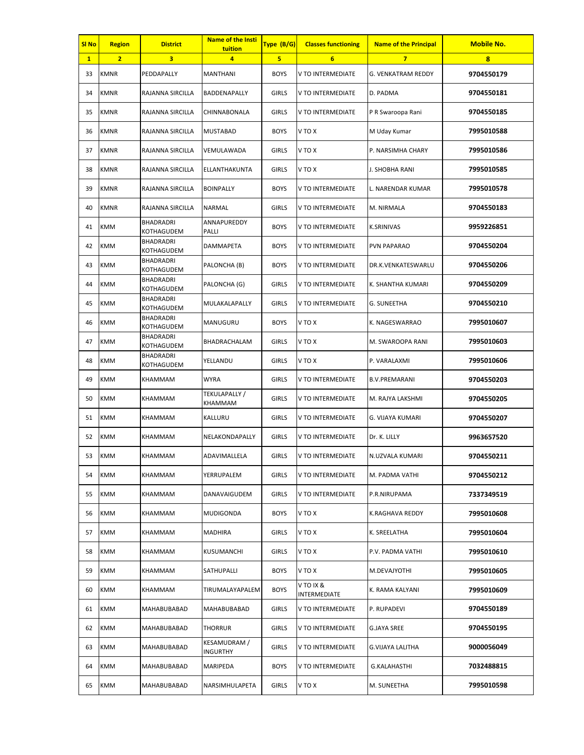| Sl No | Region | District | Name of the Insti tuition | Type (B/G) | Classes functioning | Name of the Principal | Mobile No. |
|---|---|---|---|---|---|---|---|
| 1 | 2 | 3 | 4 | 5 | 6 | 7 | 8 |
| 33 | KMNR | PEDDAPALLY | MANTHANI | BOYS | V TO INTERMEDIATE | G. VENKATRAM REDDY | 9704550179 |
| 34 | KMNR | RAJANNA SIRCILLA | BADDENAPALLY | GIRLS | V TO INTERMEDIATE | D. PADMA | 9704550181 |
| 35 | KMNR | RAJANNA SIRCILLA | CHINNABONALA | GIRLS | V TO INTERMEDIATE | P R Swaroopa Rani | 9704550185 |
| 36 | KMNR | RAJANNA SIRCILLA | MUSTABAD | BOYS | V TO X | M Uday Kumar | 7995010588 |
| 37 | KMNR | RAJANNA SIRCILLA | VEMULAWADA | GIRLS | V TO X | P. NARSIMHA CHARY | 7995010586 |
| 38 | KMNR | RAJANNA SIRCILLA | ELLANTHAKUNTA | GIRLS | V TO X | J. SHOBHA RANI | 7995010585 |
| 39 | KMNR | RAJANNA SIRCILLA | BOINPALLY | BOYS | V TO INTERMEDIATE | L. NARENDAR KUMAR | 7995010578 |
| 40 | KMNR | RAJANNA SIRCILLA | NARMAL | GIRLS | V TO INTERMEDIATE | M. NIRMALA | 9704550183 |
| 41 | KMM | BHADRADRI KOTHAGUDEM | ANNAPUREDDY PALLI | BOYS | V TO INTERMEDIATE | K.SRINIVAS | 9959226851 |
| 42 | KMM | BHADRADRI KOTHAGUDEM | DAMMAPETA | BOYS | V TO INTERMEDIATE | PVN PAPARAO | 9704550204 |
| 43 | KMM | BHADRADRI KOTHAGUDEM | PALONCHA (B) | BOYS | V TO INTERMEDIATE | DR.K.VENKATESWARLU | 9704550206 |
| 44 | KMM | BHADRADRI KOTHAGUDEM | PALONCHA (G) | GIRLS | V TO INTERMEDIATE | K. SHANTHA KUMARI | 9704550209 |
| 45 | KMM | BHADRADRI KOTHAGUDEM | MULAKALAPALLY | GIRLS | V TO INTERMEDIATE | G. SUNEETHA | 9704550210 |
| 46 | KMM | BHADRADRI KOTHAGUDEM | MANUGURU | BOYS | V TO X | K. NAGESWARRAO | 7995010607 |
| 47 | KMM | BHADRADRI KOTHAGUDEM | BHADRACHALAM | GIRLS | V TO X | M. SWAROOPA RANI | 7995010603 |
| 48 | KMM | BHADRADRI KOTHAGUDEM | YELLANDU | GIRLS | V TO X | P. VARALAXMI | 7995010606 |
| 49 | KMM | KHAMMAM | WYRA | GIRLS | V TO INTERMEDIATE | B.V.PREMARANI | 9704550203 |
| 50 | KMM | KHAMMAM | TEKULAPALLY / KHAMMAM | GIRLS | V TO INTERMEDIATE | M. RAJYA LAKSHMI | 9704550205 |
| 51 | KMM | KHAMMAM | KALLURU | GIRLS | V TO INTERMEDIATE | G. VIJAYA KUMARI | 9704550207 |
| 52 | KMM | KHAMMAM | NELAKONDAPALLY | GIRLS | V TO INTERMEDIATE | Dr. K. LILLY | 9963657520 |
| 53 | KMM | KHAMMAM | ADAVIMALLELA | GIRLS | V TO INTERMEDIATE | N.UZVALA KUMARI | 9704550211 |
| 54 | KMM | KHAMMAM | YERRUPALEM | GIRLS | V TO INTERMEDIATE | M. PADMA VATHI | 9704550212 |
| 55 | KMM | KHAMMAM | DANAVAIGUDEM | GIRLS | V TO INTERMEDIATE | P.R.NIRUPAMA | 7337349519 |
| 56 | KMM | KHAMMAM | MUDIGONDA | BOYS | V TO X | K.RAGHAVA REDDY | 7995010608 |
| 57 | KMM | KHAMMAM | MADHIRA | GIRLS | V TO X | K. SREELATHA | 7995010604 |
| 58 | KMM | KHAMMAM | KUSUMANCHI | GIRLS | V TO X | P.V. PADMA VATHI | 7995010610 |
| 59 | KMM | KHAMMAM | SATHUPALLI | BOYS | V TO X | M.DEVAJYOTHI | 7995010605 |
| 60 | KMM | KHAMMAM | TIRUMALAYAPALEM | BOYS | V TO IX & INTERMEDIATE | K. RAMA KALYANI | 7995010609 |
| 61 | KMM | MAHABUBABAD | MAHABUBABAD | GIRLS | V TO INTERMEDIATE | P. RUPADEVI | 9704550189 |
| 62 | KMM | MAHABUBABAD | THORRUR | GIRLS | V TO INTERMEDIATE | G.JAYA SREE | 9704550195 |
| 63 | KMM | MAHABUBABAD | KESAMUDRAM / INGURTHY | GIRLS | V TO INTERMEDIATE | G.VIJAYA LALITHA | 9000056049 |
| 64 | KMM | MAHABUBABAD | MARIPEDA | BOYS | V TO INTERMEDIATE | G.KALAHASTHI | 7032488815 |
| 65 | KMM | MAHABUBABAD | NARSIMHULAPETA | GIRLS | V TO X | M. SUNEETHA | 7995010598 |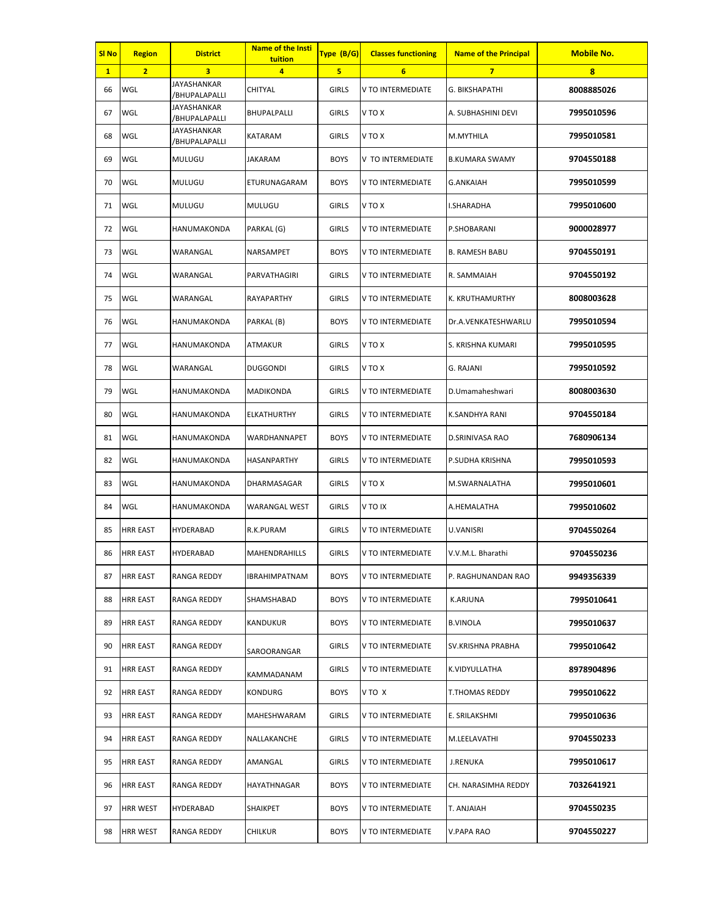| Sl No | Region | District | Name of the Insti tuition | Type (B/G) | Classes functioning | Name of the Principal | Mobile No. |
|---|---|---|---|---|---|---|---|
| 1 | 2 | 3 | 4 | 5 | 6 | 7 | 8 |
| 66 | WGL | JAYASHANKAR /BHUPALAPALLI | CHITYAL | GIRLS | V TO INTERMEDIATE | G. BIKSHAPATHI | 8008885026 |
| 67 | WGL | JAYASHANKAR /BHUPALAPALLI | BHUPALPALLI | GIRLS | V TO X | A. SUBHASHINI DEVI | 7995010596 |
| 68 | WGL | JAYASHANKAR /BHUPALAPALLI | KATARAM | GIRLS | V TO X | M.MYTHILA | 7995010581 |
| 69 | WGL | MULUGU | JAKARAM | BOYS | V TO INTERMEDIATE | B.KUMARA SWAMY | 9704550188 |
| 70 | WGL | MULUGU | ETURUNAGARAM | BOYS | V TO INTERMEDIATE | G.ANKAIAH | 7995010599 |
| 71 | WGL | MULUGU | MULUGU | GIRLS | V TO X | I.SHARADHA | 7995010600 |
| 72 | WGL | HANUMAKONDA | PARKAL (G) | GIRLS | V TO INTERMEDIATE | P.SHOBARANI | 9000028977 |
| 73 | WGL | WARANGAL | NARSAMPET | BOYS | V TO INTERMEDIATE | B. RAMESH BABU | 9704550191 |
| 74 | WGL | WARANGAL | PARVATHAGIRI | GIRLS | V TO INTERMEDIATE | R. SAMMAIAH | 9704550192 |
| 75 | WGL | WARANGAL | RAYAPARTHY | GIRLS | V TO INTERMEDIATE | K. KRUTHAMURTHY | 8008003628 |
| 76 | WGL | HANUMAKONDA | PARKAL (B) | BOYS | V TO INTERMEDIATE | Dr.A.VENKATESHWARLU | 7995010594 |
| 77 | WGL | HANUMAKONDA | ATMAKUR | GIRLS | V TO X | S. KRISHNA KUMARI | 7995010595 |
| 78 | WGL | WARANGAL | DUGGONDI | GIRLS | V TO X | G. RAJANI | 7995010592 |
| 79 | WGL | HANUMAKONDA | MADIKONDA | GIRLS | V TO INTERMEDIATE | D.Umamaheshwari | 8008003630 |
| 80 | WGL | HANUMAKONDA | ELKATHURTHY | GIRLS | V TO INTERMEDIATE | K.SANDHYA RANI | 9704550184 |
| 81 | WGL | HANUMAKONDA | WARDHANNAPET | BOYS | V TO INTERMEDIATE | D.SRINIVASA RAO | 7680906134 |
| 82 | WGL | HANUMAKONDA | HASANPARTHY | GIRLS | V TO INTERMEDIATE | P.SUDHA KRISHNA | 7995010593 |
| 83 | WGL | HANUMAKONDA | DHARMASAGAR | GIRLS | V TO X | M.SWARNALATHA | 7995010601 |
| 84 | WGL | HANUMAKONDA | WARANGAL WEST | GIRLS | V TO IX | A.HEMALATHA | 7995010602 |
| 85 | HRR EAST | HYDERABAD | R.K.PURAM | GIRLS | V TO INTERMEDIATE | U.VANISRI | 9704550264 |
| 86 | HRR EAST | HYDERABAD | MAHENDRAHILLS | GIRLS | V TO INTERMEDIATE | V.V.M.L. Bharathi | 9704550236 |
| 87 | HRR EAST | RANGA REDDY | IBRAHIMPATNAM | BOYS | V TO INTERMEDIATE | P. RAGHUNANDAN RAO | 9949356339 |
| 88 | HRR EAST | RANGA REDDY | SHAMSHABAD | BOYS | V TO INTERMEDIATE | K.ARJUNA | 7995010641 |
| 89 | HRR EAST | RANGA REDDY | KANDUKUR | BOYS | V TO INTERMEDIATE | B.VINOLA | 7995010637 |
| 90 | HRR EAST | RANGA REDDY | SAROORANGAR | GIRLS | V TO INTERMEDIATE | SV.KRISHNA PRABHA | 7995010642 |
| 91 | HRR EAST | RANGA REDDY | KAMMADANAM | GIRLS | V TO INTERMEDIATE | K.VIDYULLATHA | 8978904896 |
| 92 | HRR EAST | RANGA REDDY | KONDURG | BOYS | V TO X | T.THOMAS REDDY | 7995010622 |
| 93 | HRR EAST | RANGA REDDY | MAHESHWARAM | GIRLS | V TO INTERMEDIATE | E. SRILAKSHMI | 7995010636 |
| 94 | HRR EAST | RANGA REDDY | NALLAKANCHE | GIRLS | V TO INTERMEDIATE | M.LEELAVATHI | 9704550233 |
| 95 | HRR EAST | RANGA REDDY | AMANGAL | GIRLS | V TO INTERMEDIATE | J.RENUKA | 7995010617 |
| 96 | HRR EAST | RANGA REDDY | HAYATHNAGAR | BOYS | V TO INTERMEDIATE | CH. NARASIMHA REDDY | 7032641921 |
| 97 | HRR WEST | HYDERABAD | SHAIKPET | BOYS | V TO INTERMEDIATE | T. ANJAIAH | 9704550235 |
| 98 | HRR WEST | RANGA REDDY | CHILKUR | BOYS | V TO INTERMEDIATE | V.PAPA RAO | 9704550227 |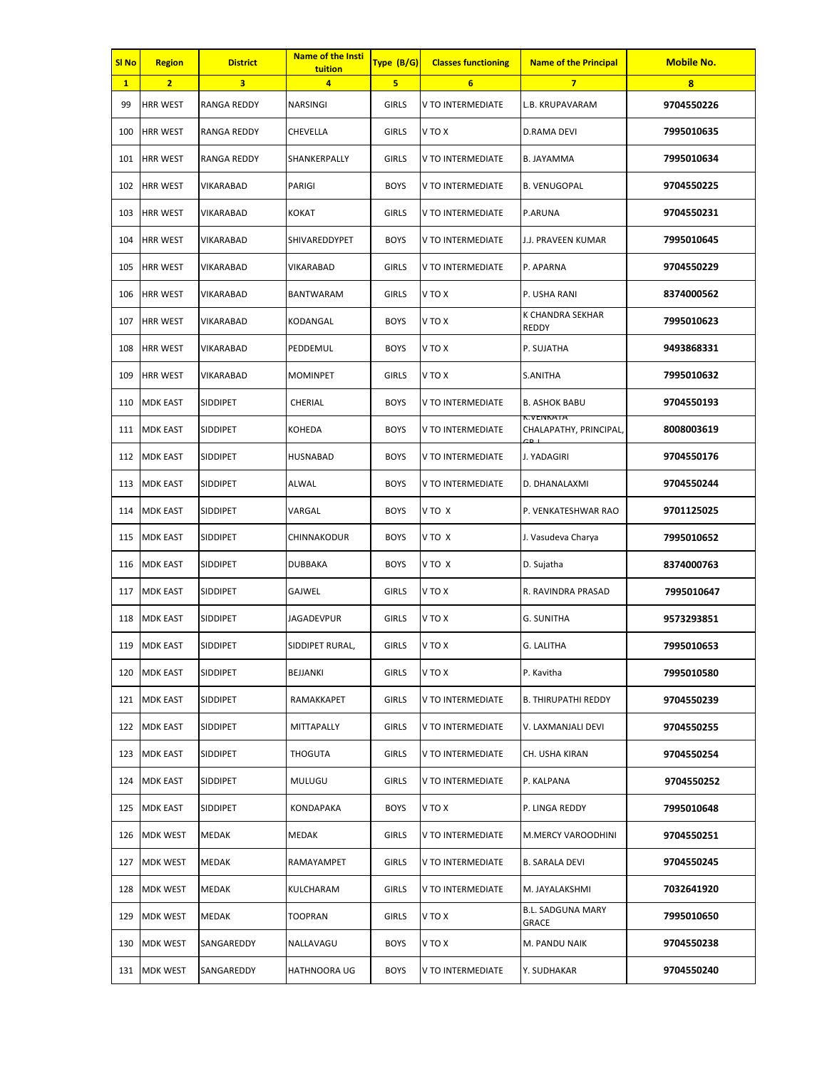| Sl No | Region | District | Name of the Insti tuition | Type (B/G) | Classes functioning | Name of the Principal | Mobile No. |
|---|---|---|---|---|---|---|---|
| 1 | 2 | 3 | 4 | 5 | 6 | 7 | 8 |
| 99 | HRR WEST | RANGA REDDY | NARSINGI | GIRLS | V TO INTERMEDIATE | L.B. KRUPAVARAM | 9704550226 |
| 100 | HRR WEST | RANGA REDDY | CHEVELLA | GIRLS | V TO X | D.RAMA DEVI | 7995010635 |
| 101 | HRR WEST | RANGA REDDY | SHANKERPALLY | GIRLS | V TO INTERMEDIATE | B. JAYAMMA | 7995010634 |
| 102 | HRR WEST | VIKARABAD | PARIGI | BOYS | V TO INTERMEDIATE | B. VENUGOPAL | 9704550225 |
| 103 | HRR WEST | VIKARABAD | KOKAT | GIRLS | V TO INTERMEDIATE | P.ARUNA | 9704550231 |
| 104 | HRR WEST | VIKARABAD | SHIVAREDDYPET | BOYS | V TO INTERMEDIATE | J.J. PRAVEEN KUMAR | 7995010645 |
| 105 | HRR WEST | VIKARABAD | VIKARABAD | GIRLS | V TO INTERMEDIATE | P. APARNA | 9704550229 |
| 106 | HRR WEST | VIKARABAD | BANTWARAM | GIRLS | V TO X | P. USHA RANI | 8374000562 |
| 107 | HRR WEST | VIKARABAD | KODANGAL | BOYS | V TO X | K CHANDRA SEKHAR REDDY | 7995010623 |
| 108 | HRR WEST | VIKARABAD | PEDDEMUL | BOYS | V TO X | P. SUJATHA | 9493868331 |
| 109 | HRR WEST | VIKARABAD | MOMINPET | GIRLS | V TO X | S.ANITHA | 7995010632 |
| 110 | MDK EAST | SIDDIPET | CHERIAL | BOYS | V TO INTERMEDIATE | B. ASHOK BABU | 9704550193 |
| 111 | MDK EAST | SIDDIPET | KOHEDA | BOYS | V TO INTERMEDIATE | K.VENKATA CHALAPATHY, PRINCIPAL, GR-I | 8008003619 |
| 112 | MDK EAST | SIDDIPET | HUSNABAD | BOYS | V TO INTERMEDIATE | J. YADAGIRI | 9704550176 |
| 113 | MDK EAST | SIDDIPET | ALWAL | BOYS | V TO INTERMEDIATE | D. DHANALAXMI | 9704550244 |
| 114 | MDK EAST | SIDDIPET | VARGAL | BOYS | V TO X | P. VENKATESHWAR RAO | 9701125025 |
| 115 | MDK EAST | SIDDIPET | CHINNAKODUR | BOYS | V TO X | J. Vasudeva Charya | 7995010652 |
| 116 | MDK EAST | SIDDIPET | DUBBAKA | BOYS | V TO X | D. Sujatha | 8374000763 |
| 117 | MDK EAST | SIDDIPET | GAJWEL | GIRLS | V TO X | R. RAVINDRA PRASAD | 7995010647 |
| 118 | MDK EAST | SIDDIPET | JAGADEVPUR | GIRLS | V TO X | G. SUNITHA | 9573293851 |
| 119 | MDK EAST | SIDDIPET | SIDDIPET RURAL, | GIRLS | V TO X | G. LALITHA | 7995010653 |
| 120 | MDK EAST | SIDDIPET | BEJJANKI | GIRLS | V TO X | P. Kavitha | 7995010580 |
| 121 | MDK EAST | SIDDIPET | RAMAKKAPET | GIRLS | V TO INTERMEDIATE | B. THIRUPATHI REDDY | 9704550239 |
| 122 | MDK EAST | SIDDIPET | MITTAPALLY | GIRLS | V TO INTERMEDIATE | V. LAXMANJALI DEVI | 9704550255 |
| 123 | MDK EAST | SIDDIPET | THOGUTA | GIRLS | V TO INTERMEDIATE | CH. USHA KIRAN | 9704550254 |
| 124 | MDK EAST | SIDDIPET | MULUGU | GIRLS | V TO INTERMEDIATE | P. KALPANA | 9704550252 |
| 125 | MDK EAST | SIDDIPET | KONDAPAKA | BOYS | V TO X | P. LINGA REDDY | 7995010648 |
| 126 | MDK WEST | MEDAK | MEDAK | GIRLS | V TO INTERMEDIATE | M.MERCY VAROODHINI | 9704550251 |
| 127 | MDK WEST | MEDAK | RAMAYAMPET | GIRLS | V TO INTERMEDIATE | B. SARALA DEVI | 9704550245 |
| 128 | MDK WEST | MEDAK | KULCHARAM | GIRLS | V TO INTERMEDIATE | M. JAYALAKSHMI | 7032641920 |
| 129 | MDK WEST | MEDAK | TOOPRAN | GIRLS | V TO X | B.L. SADGUNA MARY GRACE | 7995010650 |
| 130 | MDK WEST | SANGAREDDY | NALLAVAGU | BOYS | V TO X | M. PANDU NAIK | 9704550238 |
| 131 | MDK WEST | SANGAREDDY | HATHNOORA UG | BOYS | V TO INTERMEDIATE | Y. SUDHAKAR | 9704550240 |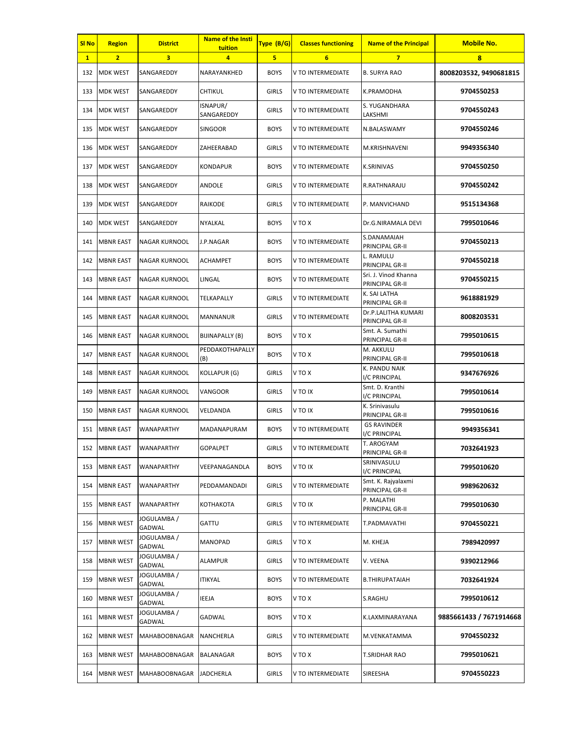| Sl No | Region | District | Name of the Insti tuition | Type (B/G) | Classes functioning | Name of the Principal | Mobile No. |
|---|---|---|---|---|---|---|---|
| 1 | 2 | 3 | 4 | 5 | 6 | 7 | 8 |
| 132 | MDK WEST | SANGAREDDY | NARAYANKHED | BOYS | V TO INTERMEDIATE | B. SURYA RAO | 8008203532, 9490681815 |
| 133 | MDK WEST | SANGAREDDY | CHTIKUL | GIRLS | V TO INTERMEDIATE | K.PRAMODHA | 9704550253 |
| 134 | MDK WEST | SANGAREDDY | ISNAPUR/ SANGAREDDY | GIRLS | V TO INTERMEDIATE | S. YUGANDHARA LAKSHMI | 9704550243 |
| 135 | MDK WEST | SANGAREDDY | SINGOOR | BOYS | V TO INTERMEDIATE | N.BALASWAMY | 9704550246 |
| 136 | MDK WEST | SANGAREDDY | ZAHEERABAD | GIRLS | V TO INTERMEDIATE | M.KRISHNAVENI | 9949356340 |
| 137 | MDK WEST | SANGAREDDY | KONDAPUR | BOYS | V TO INTERMEDIATE | K.SRINIVAS | 9704550250 |
| 138 | MDK WEST | SANGAREDDY | ANDOLE | GIRLS | V TO INTERMEDIATE | R.RATHNARAJU | 9704550242 |
| 139 | MDK WEST | SANGAREDDY | RAIKODE | GIRLS | V TO INTERMEDIATE | P. MANVICHAND | 9515134368 |
| 140 | MDK WEST | SANGAREDDY | NYALKAL | BOYS | V TO X | Dr.G.NIRAMALA DEVI | 7995010646 |
| 141 | MBNR EAST | NAGAR KURNOOL | J.P.NAGAR | BOYS | V TO INTERMEDIATE | S.DANAMAIAH PRINCIPAL GR-II | 9704550213 |
| 142 | MBNR EAST | NAGAR KURNOOL | ACHAMPET | BOYS | V TO INTERMEDIATE | L. RAMULU PRINCIPAL GR-II | 9704550218 |
| 143 | MBNR EAST | NAGAR KURNOOL | LINGAL | BOYS | V TO INTERMEDIATE | Sri. J. Vinod Khanna PRINCIPAL GR-II | 9704550215 |
| 144 | MBNR EAST | NAGAR KURNOOL | TELKAPALLY | GIRLS | V TO INTERMEDIATE | K. SAI LATHA PRINCIPAL GR-II | 9618881929 |
| 145 | MBNR EAST | NAGAR KURNOOL | MANNANUR | GIRLS | V TO INTERMEDIATE | Dr.P.LALITHA KUMARI PRINCIPAL GR-II | 8008203531 |
| 146 | MBNR EAST | NAGAR KURNOOL | BIJINAPALLY (B) | BOYS | V TO X | Smt. A. Sumathi PRINCIPAL GR-II | 7995010615 |
| 147 | MBNR EAST | NAGAR KURNOOL | PEDDAKOTHAPALLY (B) | BOYS | V TO X | M. AKKULU PRINCIPAL GR-II | 7995010618 |
| 148 | MBNR EAST | NAGAR KURNOOL | KOLLAPUR (G) | GIRLS | V TO X | K. PANDU NAIK I/C PRINCIPAL | 9347676926 |
| 149 | MBNR EAST | NAGAR KURNOOL | VANGOOR | GIRLS | V TO IX | Smt. D. Kranthi I/C PRINCIPAL | 7995010614 |
| 150 | MBNR EAST | NAGAR KURNOOL | VELDANDA | GIRLS | V TO IX | K. Srinivasulu PRINCIPAL GR-II | 7995010616 |
| 151 | MBNR EAST | WANAPARTHY | MADANAPURAM | BOYS | V TO INTERMEDIATE | GS RAVINDER I/C PRINCIPAL | 9949356341 |
| 152 | MBNR EAST | WANAPARTHY | GOPALPET | GIRLS | V TO INTERMEDIATE | T. AROGYAM PRINCIPAL GR-II | 7032641923 |
| 153 | MBNR EAST | WANAPARTHY | VEEPANAGANDLA | BOYS | V TO IX | SRINIVASULU I/C PRINCIPAL | 7995010620 |
| 154 | MBNR EAST | WANAPARTHY | PEDDAMANDADI | GIRLS | V TO INTERMEDIATE | Smt. K. Rajyalaxmi PRINCIPAL GR-II | 9989620632 |
| 155 | MBNR EAST | WANAPARTHY | KOTHAKOTA | GIRLS | V TO IX | P. MALATHI PRINCIPAL GR-II | 7995010630 |
| 156 | MBNR WEST | JOGULAMBA / GADWAL | GATTU | GIRLS | V TO INTERMEDIATE | T.PADMAVATHI | 9704550221 |
| 157 | MBNR WEST | JOGULAMBA / GADWAL | MANOPAD | GIRLS | V TO X | M. KHEJA | 7989420997 |
| 158 | MBNR WEST | JOGULAMBA / GADWAL | ALAMPUR | GIRLS | V TO INTERMEDIATE | V. VEENA | 9390212966 |
| 159 | MBNR WEST | JOGULAMBA / GADWAL | ITIKYAL | BOYS | V TO INTERMEDIATE | B.THIRUPATAIAH | 7032641924 |
| 160 | MBNR WEST | JOGULAMBA / GADWAL | IEEJA | BOYS | V TO X | S.RAGHU | 7995010612 |
| 161 | MBNR WEST | JOGULAMBA / GADWAL | GADWAL | BOYS | V TO X | K.LAXMINARAYANA | 9885661433 / 7671914668 |
| 162 | MBNR WEST | MAHABOOBNAGAR | NANCHERLA | GIRLS | V TO INTERMEDIATE | M.VENKATAMMA | 9704550232 |
| 163 | MBNR WEST | MAHABOOBNAGAR | BALANAGAR | BOYS | V TO X | T.SRIDHAR RAO | 7995010621 |
| 164 | MBNR WEST | MAHABOOBNAGAR | JADCHERLA | GIRLS | V TO INTERMEDIATE | SIREESHA | 9704550223 |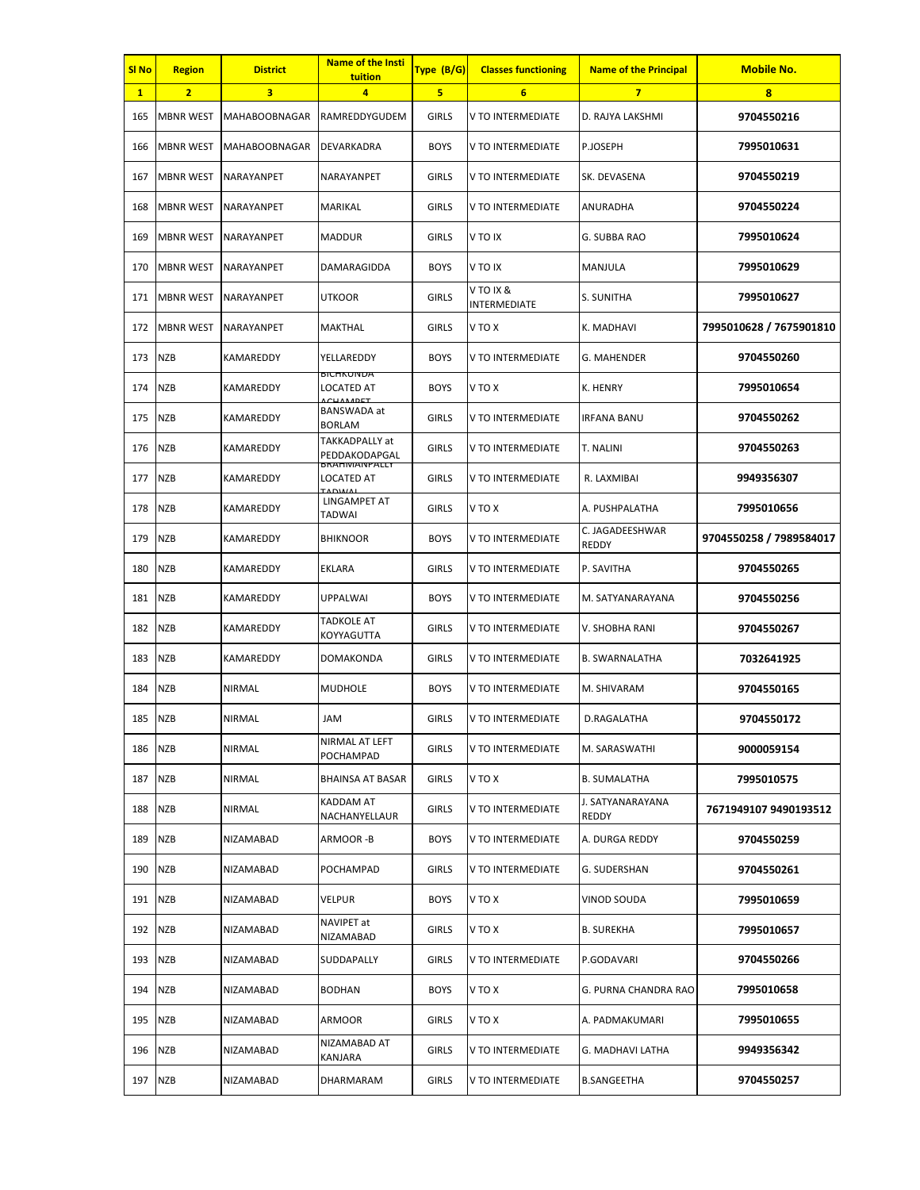| Sl No | Region | District | Name of the Insti tuition | Type (B/G) | Classes functioning | Name of the Principal | Mobile No. |
|---|---|---|---|---|---|---|---|
| 1 | 2 | 3 | 4 | 5 | 6 | 7 | 8 |
| 165 | MBNR WEST | MAHABOOBNAGAR | RAMREDDYGUDEM | GIRLS | V TO INTERMEDIATE | D. RAJYA LAKSHMI | 9704550216 |
| 166 | MBNR WEST | MAHABOOBNAGAR | DEVARKADRA | BOYS | V TO INTERMEDIATE | P.JOSEPH | 7995010631 |
| 167 | MBNR WEST | NARAYANPET | NARAYANPET | GIRLS | V TO INTERMEDIATE | SK. DEVASENA | 9704550219 |
| 168 | MBNR WEST | NARAYANPET | MARIKAL | GIRLS | V TO INTERMEDIATE | ANURADHA | 9704550224 |
| 169 | MBNR WEST | NARAYANPET | MADDUR | GIRLS | V TO IX | G. SUBBA RAO | 7995010624 |
| 170 | MBNR WEST | NARAYANPET | DAMARAGIDDA | BOYS | V TO IX | MANJULA | 7995010629 |
| 171 | MBNR WEST | NARAYANPET | UTKOOR | GIRLS | V TO IX & INTERMEDIATE | S. SUNITHA | 7995010627 |
| 172 | MBNR WEST | NARAYANPET | MAKTHAL | GIRLS | V TO X | K. MADHAVI | 7995010628 / 7675901810 |
| 173 | NZB | KAMAREDDY | YELLAREDDY | BOYS | V TO INTERMEDIATE | G. MAHENDER | 9704550260 |
| 174 | NZB | KAMAREDDY | BICHKUNDA LOCATED AT ACHAMPET | BOYS | V TO X | K. HENRY | 7995010654 |
| 175 | NZB | KAMAREDDY | BANSWADA at BORLAM | GIRLS | V TO INTERMEDIATE | IRFANA BANU | 9704550262 |
| 176 | NZB | KAMAREDDY | TAKKADPALLY at PEDDAKODAPGAL | GIRLS | V TO INTERMEDIATE | T. NALINI | 9704550263 |
| 177 | NZB | KAMAREDDY | BRAHMANPALLY LOCATED AT TADWAI | GIRLS | V TO INTERMEDIATE | R. LAXMIBAI | 9949356307 |
| 178 | NZB | KAMAREDDY | LINGAMPET AT TADWAI | GIRLS | V TO X | A. PUSHPALATHA | 7995010656 |
| 179 | NZB | KAMAREDDY | BHIKNOOR | BOYS | V TO INTERMEDIATE | C. JAGADEESHWAR REDDY | 9704550258 / 7989584017 |
| 180 | NZB | KAMAREDDY | EKLARA | GIRLS | V TO INTERMEDIATE | P. SAVITHA | 9704550265 |
| 181 | NZB | KAMAREDDY | UPPALWAI | BOYS | V TO INTERMEDIATE | M. SATYANARAYANA | 9704550256 |
| 182 | NZB | KAMAREDDY | TADKOLE AT KOYYAGUTTA | GIRLS | V TO INTERMEDIATE | V. SHOBHA RANI | 9704550267 |
| 183 | NZB | KAMAREDDY | DOMAKONDA | GIRLS | V TO INTERMEDIATE | B. SWARNALATHA | 7032641925 |
| 184 | NZB | NIRMAL | MUDHOLE | BOYS | V TO INTERMEDIATE | M. SHIVARAM | 9704550165 |
| 185 | NZB | NIRMAL | JAM | GIRLS | V TO INTERMEDIATE | D.RAGALATHA | 9704550172 |
| 186 | NZB | NIRMAL | NIRMAL AT LEFT POCHAMPAD | GIRLS | V TO INTERMEDIATE | M. SARASWATHI | 9000059154 |
| 187 | NZB | NIRMAL | BHAINSA AT BASAR | GIRLS | V TO X | B. SUMALATHA | 7995010575 |
| 188 | NZB | NIRMAL | KADDAM AT NACHANYELLAUR | GIRLS | V TO INTERMEDIATE | J. SATYANARAYANA REDDY | 7671949107 9490193512 |
| 189 | NZB | NIZAMABAD | ARMOOR -B | BOYS | V TO INTERMEDIATE | A. DURGA REDDY | 9704550259 |
| 190 | NZB | NIZAMABAD | POCHAMPAD | GIRLS | V TO INTERMEDIATE | G. SUDERSHAN | 9704550261 |
| 191 | NZB | NIZAMABAD | VELPUR | BOYS | V TO X | VINOD SOUDA | 7995010659 |
| 192 | NZB | NIZAMABAD | NAVIPET at NIZAMABAD | GIRLS | V TO X | B. SUREKHA | 7995010657 |
| 193 | NZB | NIZAMABAD | SUDDAPALLY | GIRLS | V TO INTERMEDIATE | P.GODAVARI | 9704550266 |
| 194 | NZB | NIZAMABAD | BODHAN | BOYS | V TO X | G. PURNA CHANDRA RAO | 7995010658 |
| 195 | NZB | NIZAMABAD | ARMOOR | GIRLS | V TO X | A. PADMAKUMARI | 7995010655 |
| 196 | NZB | NIZAMABAD | NIZAMABAD AT KANJARA | GIRLS | V TO INTERMEDIATE | G. MADHAVI LATHA | 9949356342 |
| 197 | NZB | NIZAMABAD | DHARMARAM | GIRLS | V TO INTERMEDIATE | B.SANGEETHA | 9704550257 |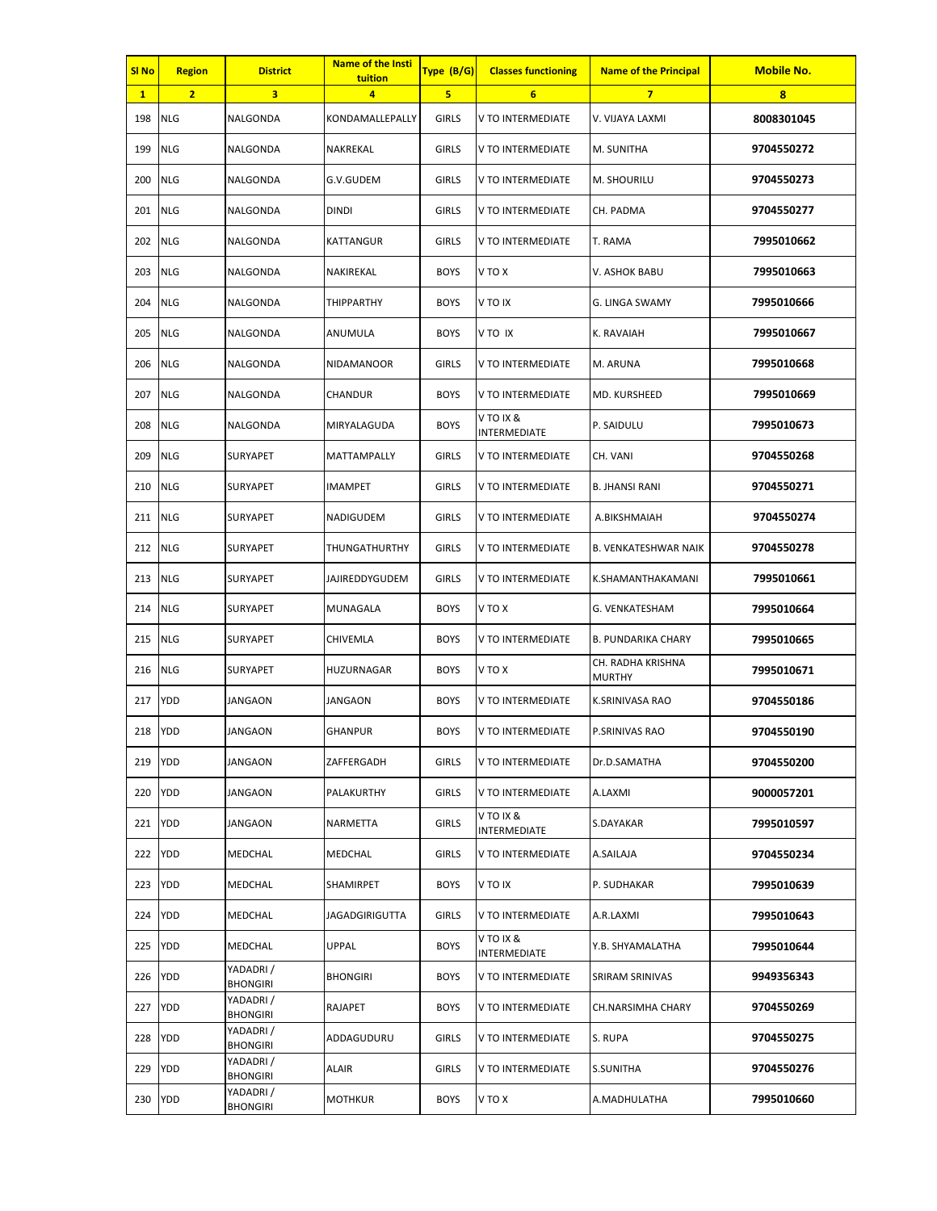| Sl No | Region | District | Name of the Insti tuition | Type (B/G) | Classes functioning | Name of the Principal | Mobile No. |
|---|---|---|---|---|---|---|---|
| 1 | 2 | 3 | 4 | 5 | 6 | 7 | 8 |
| 198 | NLG | NALGONDA | KONDAMALLEPALLY | GIRLS | V TO INTERMEDIATE | V. VIJAYA LAXMI | 8008301045 |
| 199 | NLG | NALGONDA | NAKREKAL | GIRLS | V TO INTERMEDIATE | M. SUNITHA | 9704550272 |
| 200 | NLG | NALGONDA | G.V.GUDEM | GIRLS | V TO INTERMEDIATE | M. SHOURILU | 9704550273 |
| 201 | NLG | NALGONDA | DINDI | GIRLS | V TO INTERMEDIATE | CH. PADMA | 9704550277 |
| 202 | NLG | NALGONDA | KATTANGUR | GIRLS | V TO INTERMEDIATE | T. RAMA | 7995010662 |
| 203 | NLG | NALGONDA | NAKIREKAL | BOYS | V TO X | V. ASHOK BABU | 7995010663 |
| 204 | NLG | NALGONDA | THIPPARTHY | BOYS | V TO IX | G. LINGA SWAMY | 7995010666 |
| 205 | NLG | NALGONDA | ANUMULA | BOYS | V TO IX | K. RAVAIAH | 7995010667 |
| 206 | NLG | NALGONDA | NIDAMANOOR | GIRLS | V TO INTERMEDIATE | M. ARUNA | 7995010668 |
| 207 | NLG | NALGONDA | CHANDUR | BOYS | V TO INTERMEDIATE | MD. KURSHEED | 7995010669 |
| 208 | NLG | NALGONDA | MIRYALAGUDA | BOYS | V TO IX & INTERMEDIATE | P. SAIDULU | 7995010673 |
| 209 | NLG | SURYAPET | MATTAMPALLY | GIRLS | V TO INTERMEDIATE | CH. VANI | 9704550268 |
| 210 | NLG | SURYAPET | IMAMPET | GIRLS | V TO INTERMEDIATE | B. JHANSI RANI | 9704550271 |
| 211 | NLG | SURYAPET | NADIGUDEM | GIRLS | V TO INTERMEDIATE | A.BIKSHMAIAH | 9704550274 |
| 212 | NLG | SURYAPET | THUNGATHURTHY | GIRLS | V TO INTERMEDIATE | B. VENKATESHWAR NAIK | 9704550278 |
| 213 | NLG | SURYAPET | JAJIREDDYGUDEM | GIRLS | V TO INTERMEDIATE | K.SHAMANTHAKAMANI | 7995010661 |
| 214 | NLG | SURYAPET | MUNAGALA | BOYS | V TO X | G. VENKATESHAM | 7995010664 |
| 215 | NLG | SURYAPET | CHIVEMLA | BOYS | V TO INTERMEDIATE | B. PUNDARIKA CHARY | 7995010665 |
| 216 | NLG | SURYAPET | HUZURNAGAR | BOYS | V TO X | CH. RADHA KRISHNA MURTHY | 7995010671 |
| 217 | YDD | JANGAON | JANGAON | BOYS | V TO INTERMEDIATE | K.SRINIVASA RAO | 9704550186 |
| 218 | YDD | JANGAON | GHANPUR | BOYS | V TO INTERMEDIATE | P.SRINIVAS RAO | 9704550190 |
| 219 | YDD | JANGAON | ZAFFERGADH | GIRLS | V TO INTERMEDIATE | Dr.D.SAMATHA | 9704550200 |
| 220 | YDD | JANGAON | PALAKURTHY | GIRLS | V TO INTERMEDIATE | A.LAXMI | 9000057201 |
| 221 | YDD | JANGAON | NARMETTA | GIRLS | V TO IX & INTERMEDIATE | S.DAYAKAR | 7995010597 |
| 222 | YDD | MEDCHAL | MEDCHAL | GIRLS | V TO INTERMEDIATE | A.SAILAJA | 9704550234 |
| 223 | YDD | MEDCHAL | SHAMIRPET | BOYS | V TO IX | P. SUDHAKAR | 7995010639 |
| 224 | YDD | MEDCHAL | JAGADGIRIGUTTA | GIRLS | V TO INTERMEDIATE | A.R.LAXMI | 7995010643 |
| 225 | YDD | MEDCHAL | UPPAL | BOYS | V TO IX & INTERMEDIATE | Y.B. SHYAMALATHA | 7995010644 |
| 226 | YDD | YADADRI / BHONGIRI | BHONGIRI | BOYS | V TO INTERMEDIATE | SRIRAM SRINIVAS | 9949356343 |
| 227 | YDD | YADADRI / BHONGIRI | RAJAPET | BOYS | V TO INTERMEDIATE | CH.NARSIMHA CHARY | 9704550269 |
| 228 | YDD | YADADRI / BHONGIRI | ADDAGUDURU | GIRLS | V TO INTERMEDIATE | S. RUPA | 9704550275 |
| 229 | YDD | YADADRI / BHONGIRI | ALAIR | GIRLS | V TO INTERMEDIATE | S.SUNITHA | 9704550276 |
| 230 | YDD | YADADRI / BHONGIRI | MOTHKUR | BOYS | V TO X | A.MADHULATHA | 7995010660 |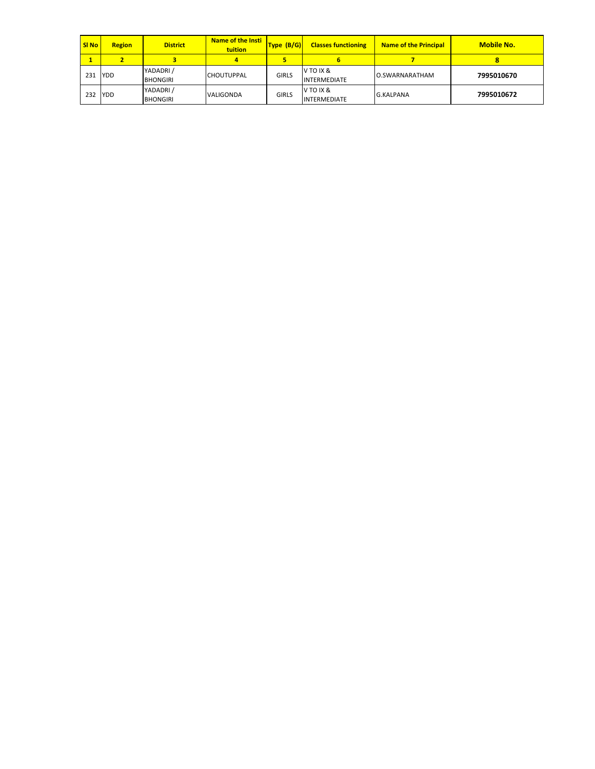| Sl No | Region | District | Name of the Insti tuition | Type (B/G) | Classes functioning | Name of the Principal | Mobile No. |
|---|---|---|---|---|---|---|---|
| 1 | 2 | 3 | 4 | 5 | 6 | 7 | 8 |
| 231 | YDD | YADADRI / BHONGIRI | CHOUTUPPAL | GIRLS | V TO IX & INTERMEDIATE | O.SWARNARATHAM | 7995010670 |
| 232 | YDD | YADADRI / BHONGIRI | VALIGONDA | GIRLS | V TO IX & INTERMEDIATE | G.KALPANA | 7995010672 |